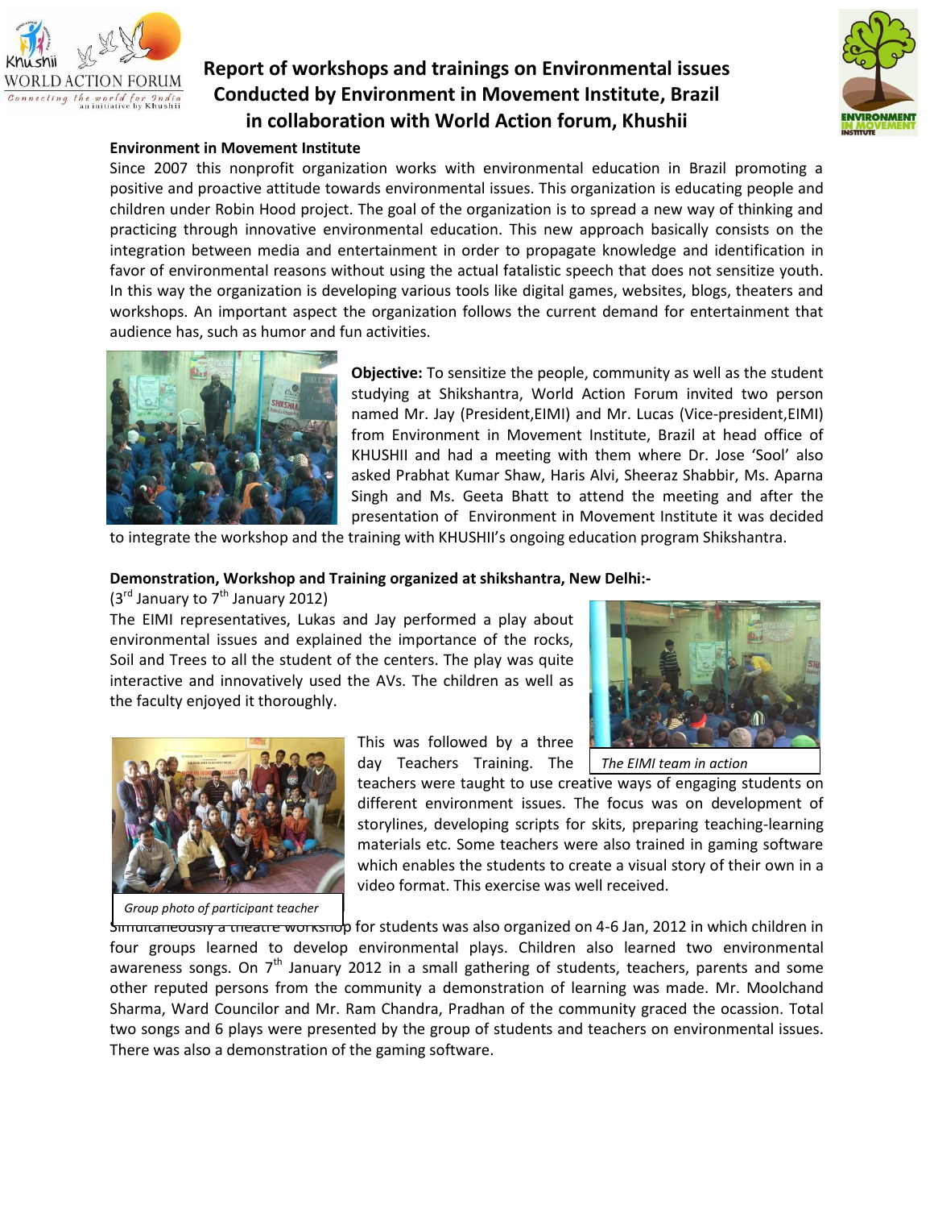# Report of workshops and trainings on Environmental issues Conducted by Environment in Movement Institute, Brazil in collaboration with World Action forum, Khushii

### Environment in Movement Institute

Since 2007 this nonprofit organization works with environmental education in Brazil promoting a positive and proactive attitude towards environmental issues. This organization is educating people and children under Robin Hood project. The goal of the organization is to spread a new way of thinking and practicing through innovative environmental education. This new approach basically consists on the integration between media and entertainment in order to propagate knowledge and identification in favor of environmental reasons without using the actual fatalistic speech that does not sensitize youth. In this way the organization is developing various tools like digital games, websites, blogs, theaters and workshops. An important aspect the organization follows the current demand for entertainment that audience has, such as humor and fun activities.

**Objective:** To sensitize the people, community as well as the student studying at Shikshantra, World Action Forum invited two person named Mr. Jay (President,EIMI) and Mr. Lucas (Vice-president,EIMI) from Environment in Movement Institute, Brazil at head office of KHUSHII and had a meeting with them where Dr. Jose 'Sool' also asked Prabhat Kumar Shaw, Haris Alvi, Sheeraz Shabbir, Ms. Aparna Singh and Ms. Geeta Bhatt to attend the meeting and after the presentation of Environment in Movement Institute it was decided to integrate the workshop and the training with KHUSHII's ongoing education program Shikshantra.

### Demonstration, Workshop and Training organized at shikshantra, New Delhi:-

(3rd January to 7th January 2012)

The EIMI representatives, Lukas and Jay performed a play about environmental issues and explained the importance of the rocks, Soil and Trees to all the student of the centers. The play was quite interactive and innovatively used the AVs. The children as well as the faculty enjoyed it thoroughly.

*The EIMI team in action*

This was followed by a three day Teachers Training. The teachers were taught to use creative ways of engaging students on different environment issues. The focus was on development of storylines, developing scripts for skits, preparing teaching-learning materials etc. Some teachers were also trained in gaming software which enables the students to create a visual story of their own in a video format. This exercise was well received.

*Group photo of participant teacher*

Simultaneously a theatre workshop for students was also organized on 4-6 Jan, 2012 in which children in four groups learned to develop environmental plays. Children also learned two environmental awareness songs. On 7th January 2012 in a small gathering of students, teachers, parents and some other reputed persons from the community a demonstration of learning was made. Mr. Moolchand Sharma, Ward Councilor and Mr. Ram Chandra, Pradhan of the community graced the ocassion. Total two songs and 6 plays were presented by the group of students and teachers on environmental issues. There was also a demonstration of the gaming software.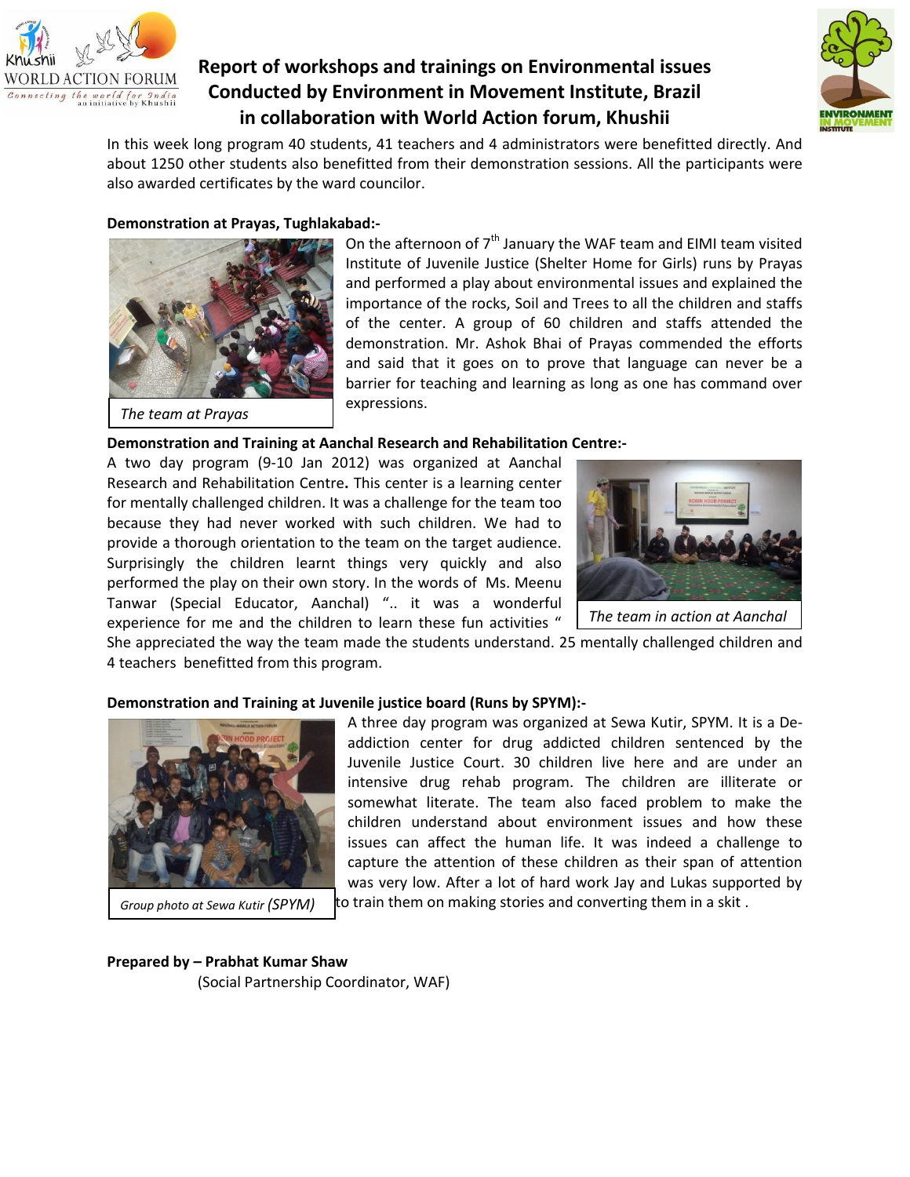# Report of workshops and trainings on Environmental issues Conducted by Environment in Movement Institute, Brazil in collaboration with World Action forum, Khushii

In this week long program 40 students, 41 teachers and 4 administrators were benefitted directly. And about 1250 other students also benefitted from their demonstration sessions. All the participants were also awarded certificates by the ward councilor.

**Demonstration at Prayas, Tughlakabad:-**

*The team at Prayas*

On the afternoon of 7th January the WAF team and EIMI team visited Institute of Juvenile Justice (Shelter Home for Girls) runs by Prayas and performed a play about environmental issues and explained the importance of the rocks, Soil and Trees to all the children and staffs of the center. A group of 60 children and staffs attended the demonstration. Mr. Ashok Bhai of Prayas commended the efforts and said that it goes on to prove that language can never be a barrier for teaching and learning as long as one has command over expressions.

**Demonstration and Training at Aanchal Research and Rehabilitation Centre:-**

A two day program (9-10 Jan 2012) was organized at Aanchal Research and Rehabilitation Centre**.** This center is a learning center for mentally challenged children. It was a challenge for the team too because they had never worked with such children. We had to provide a thorough orientation to the team on the target audience. Surprisingly the children learnt things very quickly and also performed the play on their own story. In the words of Ms. Meenu Tanwar (Special Educator, Aanchal) ".. it was a wonderful experience for me and the children to learn these fun activities " She appreciated the way the team made the students understand. 25 mentally challenged children and 4 teachers benefitted from this program.

*The team in action at Aanchal*

**Demonstration and Training at Juvenile justice board (Runs by SPYM):-**

*Group photo at Sewa Kutir (SPYM)*

A three day program was organized at Sewa Kutir, SPYM. It is a De-addiction center for drug addicted children sentenced by the Juvenile Justice Court. 30 children live here and are under an intensive drug rehab program. The children are illiterate or somewhat literate. The team also faced problem to make the children understand about environment issues and how these issues can affect the human life. It was indeed a challenge to capture the attention of these children as their span of attention was very low. After a lot of hard work Jay and Lukas supported by to train them on making stories and converting them in a skit .

**Prepared by – Prabhat Kumar Shaw**
(Social Partnership Coordinator, WAF)